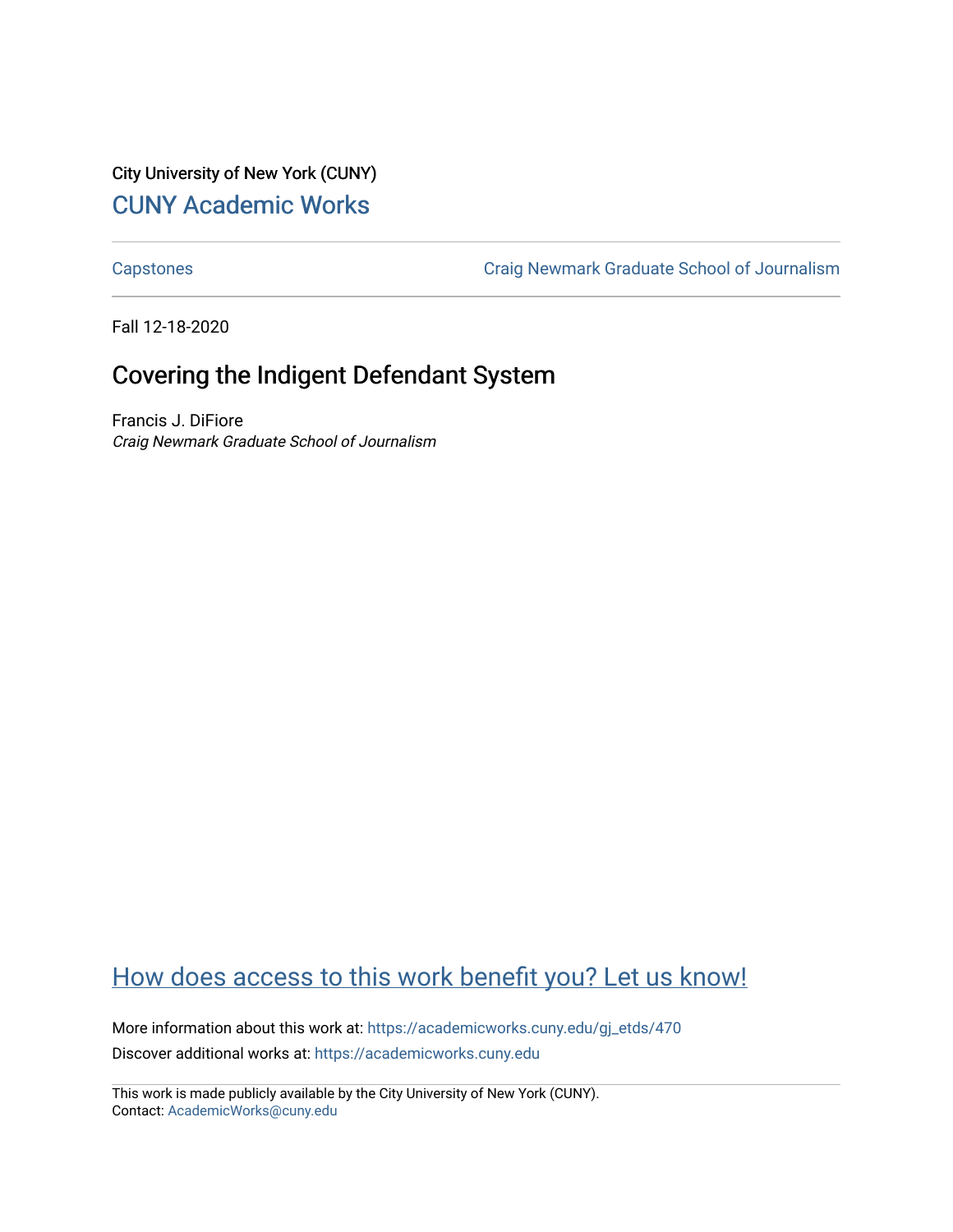City University of New York (CUNY)

[CUNY Academic Works](https://academicworks.cuny.edu)

---

[Capstones](https://academicworks.cuny.edu) [Craig Newmark Graduate School of Journalism](https://academicworks.cuny.edu)

---

Fall 12-18-2020

# Covering the Indigent Defendant System

Francis J. DiFiore

*Craig Newmark Graduate School of Journalism*

## How does access to this work benefit you? Let us know!

More information about this work at: https://academicworks.cuny.edu/gj_etds/470

Discover additional works at: https://academicworks.cuny.edu

---

This work is made publicly available by the City University of New York (CUNY).
Contact: AcademicWorks@cuny.edu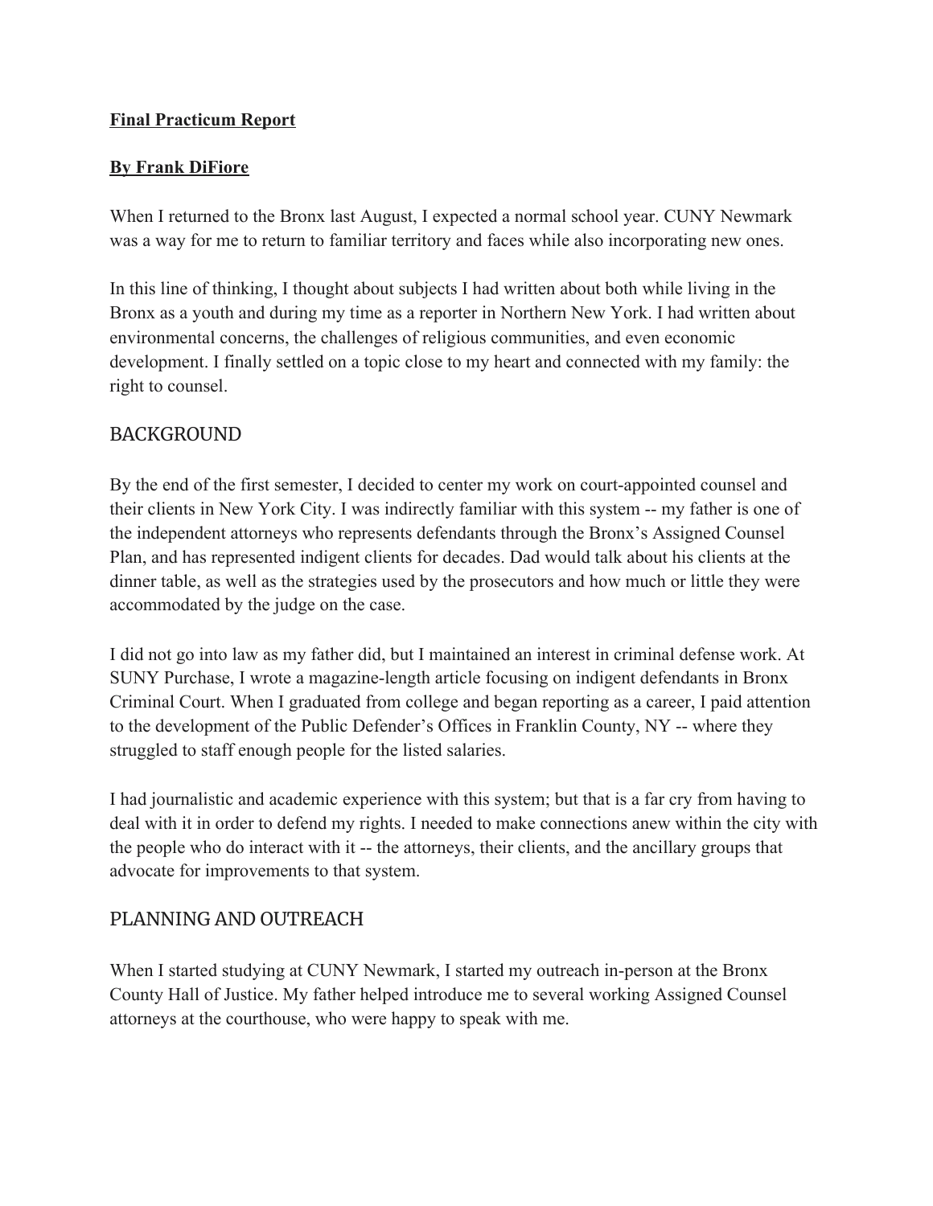**Final Practicum Report**

**By Frank DiFiore**

When I returned to the Bronx last August, I expected a normal school year. CUNY Newmark was a way for me to return to familiar territory and faces while also incorporating new ones.

In this line of thinking, I thought about subjects I had written about both while living in the Bronx as a youth and during my time as a reporter in Northern New York. I had written about environmental concerns, the challenges of religious communities, and even economic development. I finally settled on a topic close to my heart and connected with my family: the right to counsel.

## BACKGROUND

By the end of the first semester, I decided to center my work on court-appointed counsel and their clients in New York City. I was indirectly familiar with this system -- my father is one of the independent attorneys who represents defendants through the Bronx's Assigned Counsel Plan, and has represented indigent clients for decades. Dad would talk about his clients at the dinner table, as well as the strategies used by the prosecutors and how much or little they were accommodated by the judge on the case.

I did not go into law as my father did, but I maintained an interest in criminal defense work. At SUNY Purchase, I wrote a magazine-length article focusing on indigent defendants in Bronx Criminal Court. When I graduated from college and began reporting as a career, I paid attention to the development of the Public Defender's Offices in Franklin County, NY -- where they struggled to staff enough people for the listed salaries.

I had journalistic and academic experience with this system; but that is a far cry from having to deal with it in order to defend my rights. I needed to make connections anew within the city with the people who do interact with it -- the attorneys, their clients, and the ancillary groups that advocate for improvements to that system.

## PLANNING AND OUTREACH

When I started studying at CUNY Newmark, I started my outreach in-person at the Bronx County Hall of Justice. My father helped introduce me to several working Assigned Counsel attorneys at the courthouse, who were happy to speak with me.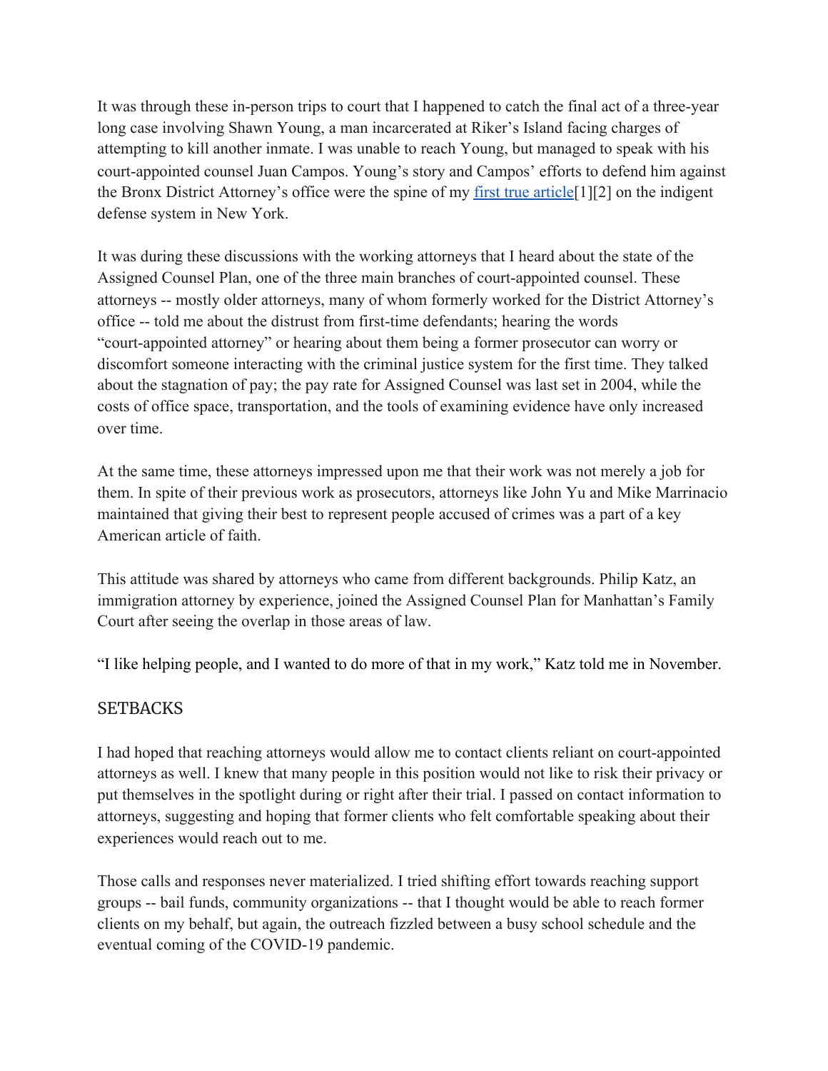It was through these in-person trips to court that I happened to catch the final act of a three-year long case involving Shawn Young, a man incarcerated at Riker's Island facing charges of attempting to kill another inmate. I was unable to reach Young, but managed to speak with his court-appointed counsel Juan Campos. Young's story and Campos' efforts to defend him against the Bronx District Attorney's office were the spine of my first true article[1][2] on the indigent defense system in New York.

It was during these discussions with the working attorneys that I heard about the state of the Assigned Counsel Plan, one of the three main branches of court-appointed counsel. These attorneys -- mostly older attorneys, many of whom formerly worked for the District Attorney's office -- told me about the distrust from first-time defendants; hearing the words "court-appointed attorney" or hearing about them being a former prosecutor can worry or discomfort someone interacting with the criminal justice system for the first time. They talked about the stagnation of pay; the pay rate for Assigned Counsel was last set in 2004, while the costs of office space, transportation, and the tools of examining evidence have only increased over time.

At the same time, these attorneys impressed upon me that their work was not merely a job for them. In spite of their previous work as prosecutors, attorneys like John Yu and Mike Marrinacio maintained that giving their best to represent people accused of crimes was a part of a key American article of faith.

This attitude was shared by attorneys who came from different backgrounds. Philip Katz, an immigration attorney by experience, joined the Assigned Counsel Plan for Manhattan's Family Court after seeing the overlap in those areas of law.

"I like helping people, and I wanted to do more of that in my work," Katz told me in November.

## SETBACKS

I had hoped that reaching attorneys would allow me to contact clients reliant on court-appointed attorneys as well. I knew that many people in this position would not like to risk their privacy or put themselves in the spotlight during or right after their trial. I passed on contact information to attorneys, suggesting and hoping that former clients who felt comfortable speaking about their experiences would reach out to me.

Those calls and responses never materialized. I tried shifting effort towards reaching support groups -- bail funds, community organizations -- that I thought would be able to reach former clients on my behalf, but again, the outreach fizzled between a busy school schedule and the eventual coming of the COVID-19 pandemic.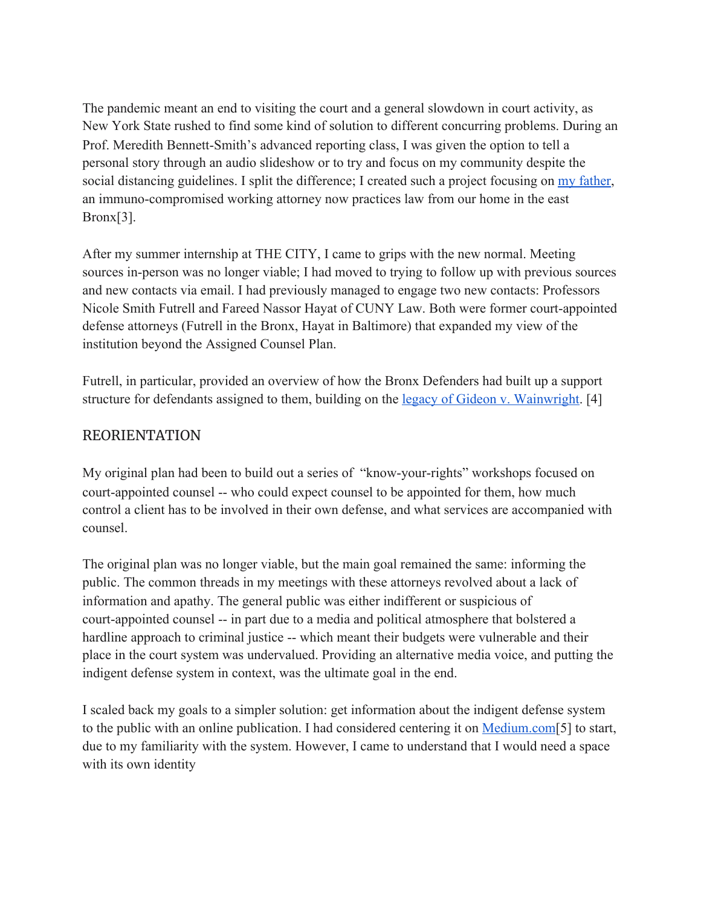The pandemic meant an end to visiting the court and a general slowdown in court activity, as New York State rushed to find some kind of solution to different concurring problems. During an Prof. Meredith Bennett-Smith's advanced reporting class, I was given the option to tell a personal story through an audio slideshow or to try and focus on my community despite the social distancing guidelines. I split the difference; I created such a project focusing on [my father](), an immuno-compromised working attorney now practices law from our home in the east Bronx[3].

After my summer internship at THE CITY, I came to grips with the new normal. Meeting sources in-person was no longer viable; I had moved to trying to follow up with previous sources and new contacts via email. I had previously managed to engage two new contacts: Professors Nicole Smith Futrell and Fareed Nassor Hayat of CUNY Law. Both were former court-appointed defense attorneys (Futrell in the Bronx, Hayat in Baltimore) that expanded my view of the institution beyond the Assigned Counsel Plan.

Futrell, in particular, provided an overview of how the Bronx Defenders had built up a support structure for defendants assigned to them, building on the [legacy of Gideon v. Wainwright](). [4]

## REORIENTATION

My original plan had been to build out a series of "know-your-rights" workshops focused on court-appointed counsel -- who could expect counsel to be appointed for them, how much control a client has to be involved in their own defense, and what services are accompanied with counsel.

The original plan was no longer viable, but the main goal remained the same: informing the public. The common threads in my meetings with these attorneys revolved about a lack of information and apathy. The general public was either indifferent or suspicious of court-appointed counsel -- in part due to a media and political atmosphere that bolstered a hardline approach to criminal justice -- which meant their budgets were vulnerable and their place in the court system was undervalued. Providing an alternative media voice, and putting the indigent defense system in context, was the ultimate goal in the end.

I scaled back my goals to a simpler solution: get information about the indigent defense system to the public with an online publication. I had considered centering it on [Medium.com]()[5] to start, due to my familiarity with the system. However, I came to understand that I would need a space with its own identity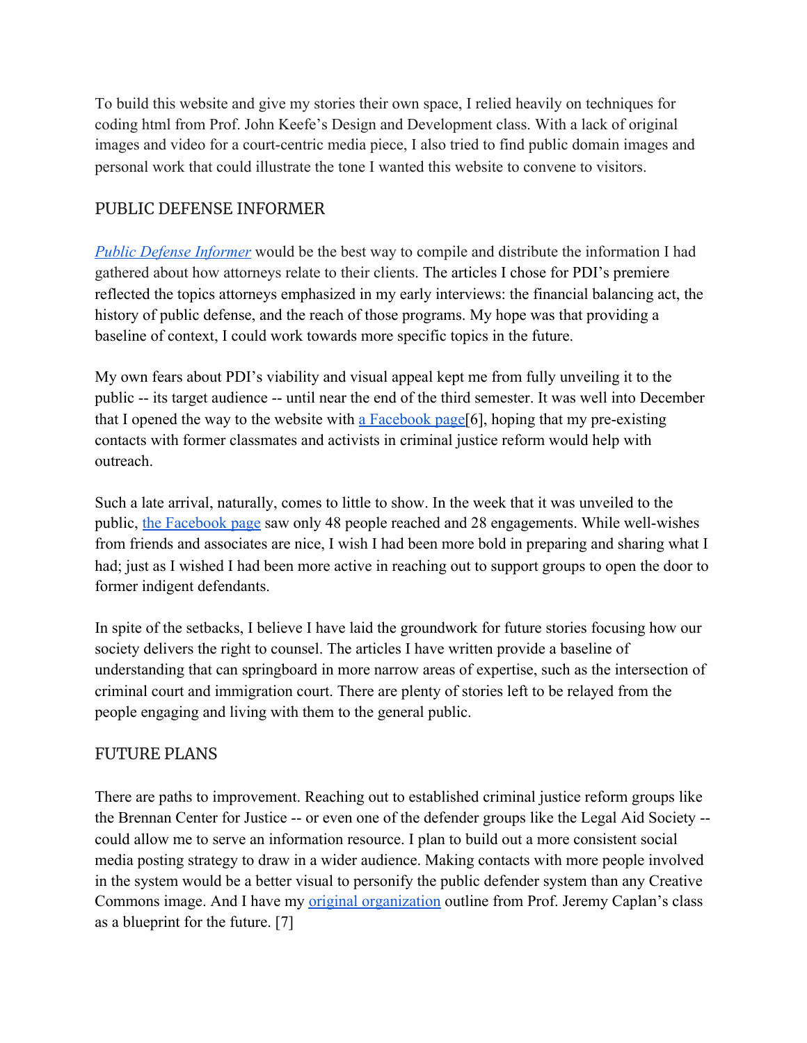To build this website and give my stories their own space, I relied heavily on techniques for coding html from Prof. John Keefe's Design and Development class. With a lack of original images and video for a court-centric media piece, I also tried to find public domain images and personal work that could illustrate the tone I wanted this website to convene to visitors.

## PUBLIC DEFENSE INFORMER

*Public Defense Informer* would be the best way to compile and distribute the information I had gathered about how attorneys relate to their clients. The articles I chose for PDI's premiere reflected the topics attorneys emphasized in my early interviews: the financial balancing act, the history of public defense, and the reach of those programs. My hope was that providing a baseline of context, I could work towards more specific topics in the future.

My own fears about PDI's viability and visual appeal kept me from fully unveiling it to the public -- its target audience -- until near the end of the third semester. It was well into December that I opened the way to the website with a Facebook page[6], hoping that my pre-existing contacts with former classmates and activists in criminal justice reform would help with outreach.

Such a late arrival, naturally, comes to little to show. In the week that it was unveiled to the public, the Facebook page saw only 48 people reached and 28 engagements. While well-wishes from friends and associates are nice, I wish I had been more bold in preparing and sharing what I had; just as I wished I had been more active in reaching out to support groups to open the door to former indigent defendants.

In spite of the setbacks, I believe I have laid the groundwork for future stories focusing how our society delivers the right to counsel. The articles I have written provide a baseline of understanding that can springboard in more narrow areas of expertise, such as the intersection of criminal court and immigration court. There are plenty of stories left to be relayed from the people engaging and living with them to the general public.

## FUTURE PLANS

There are paths to improvement. Reaching out to established criminal justice reform groups like the Brennan Center for Justice -- or even one of the defender groups like the Legal Aid Society -- could allow me to serve an information resource. I plan to build out a more consistent social media posting strategy to draw in a wider audience. Making contacts with more people involved in the system would be a better visual to personify the public defender system than any Creative Commons image. And I have my original organization outline from Prof. Jeremy Caplan's class as a blueprint for the future. [7]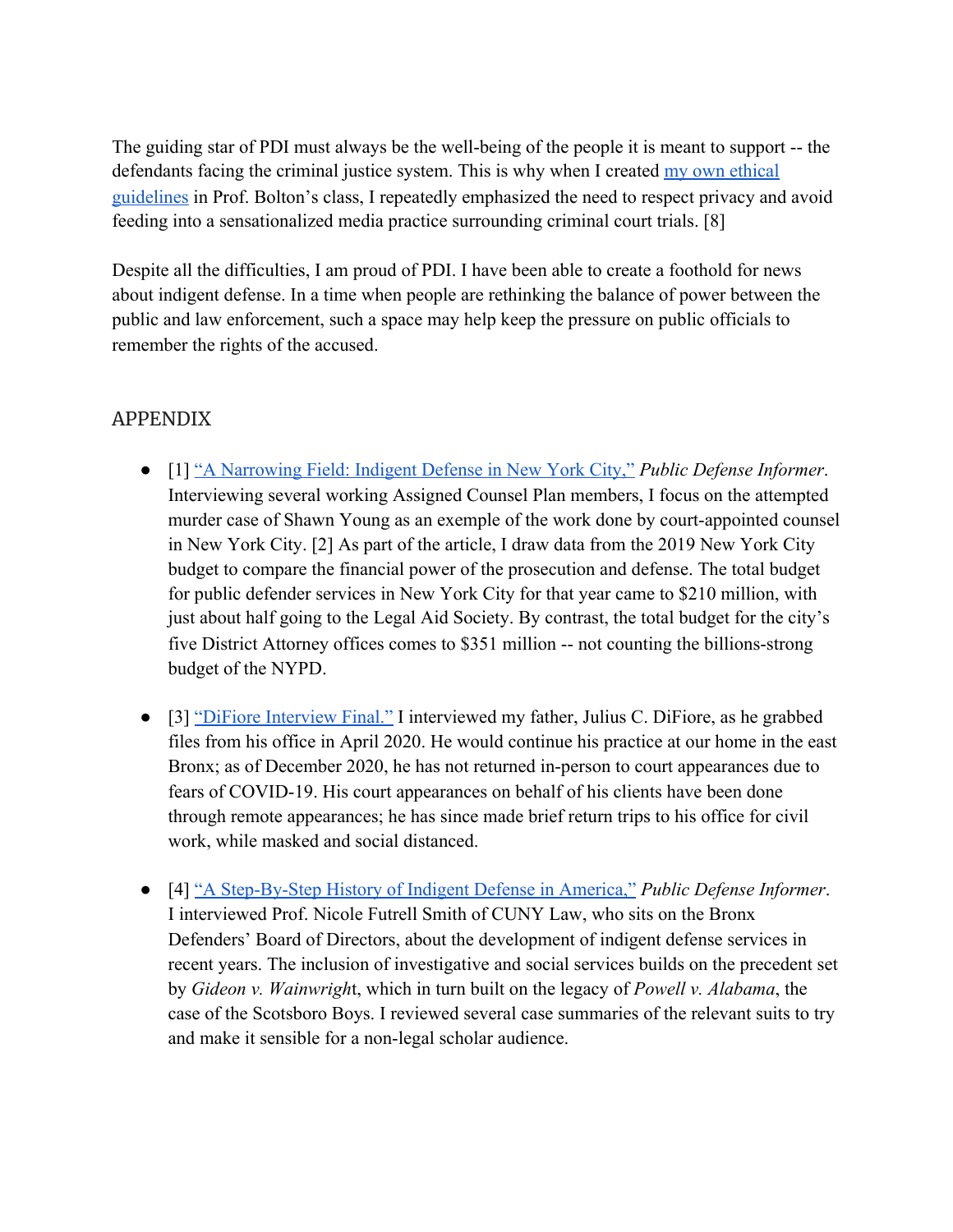The guiding star of PDI must always be the well-being of the people it is meant to support -- the defendants facing the criminal justice system. This is why when I created my own ethical guidelines in Prof. Bolton's class, I repeatedly emphasized the need to respect privacy and avoid feeding into a sensationalized media practice surrounding criminal court trials. [8]

Despite all the difficulties, I am proud of PDI. I have been able to create a foothold for news about indigent defense. In a time when people are rethinking the balance of power between the public and law enforcement, such a space may help keep the pressure on public officials to remember the rights of the accused.

## APPENDIX

- [1] "A Narrowing Field: Indigent Defense in New York City," *Public Defense Informer*. Interviewing several working Assigned Counsel Plan members, I focus on the attempted murder case of Shawn Young as an exemple of the work done by court-appointed counsel in New York City. [2] As part of the article, I draw data from the 2019 New York City budget to compare the financial power of the prosecution and defense. The total budget for public defender services in New York City for that year came to $210 million, with just about half going to the Legal Aid Society. By contrast, the total budget for the city's five District Attorney offices comes to $351 million -- not counting the billions-strong budget of the NYPD.

- [3] "DiFiore Interview Final." I interviewed my father, Julius C. DiFiore, as he grabbed files from his office in April 2020. He would continue his practice at our home in the east Bronx; as of December 2020, he has not returned in-person to court appearances due to fears of COVID-19. His court appearances on behalf of his clients have been done through remote appearances; he has since made brief return trips to his office for civil work, while masked and social distanced.

- [4] "A Step-By-Step History of Indigent Defense in America," *Public Defense Informer*. I interviewed Prof. Nicole Futrell Smith of CUNY Law, who sits on the Bronx Defenders' Board of Directors, about the development of indigent defense services in recent years. The inclusion of investigative and social services builds on the precedent set by *Gideon v. Wainwright*, which in turn built on the legacy of *Powell v. Alabama*, the case of the Scotsboro Boys. I reviewed several case summaries of the relevant suits to try and make it sensible for a non-legal scholar audience.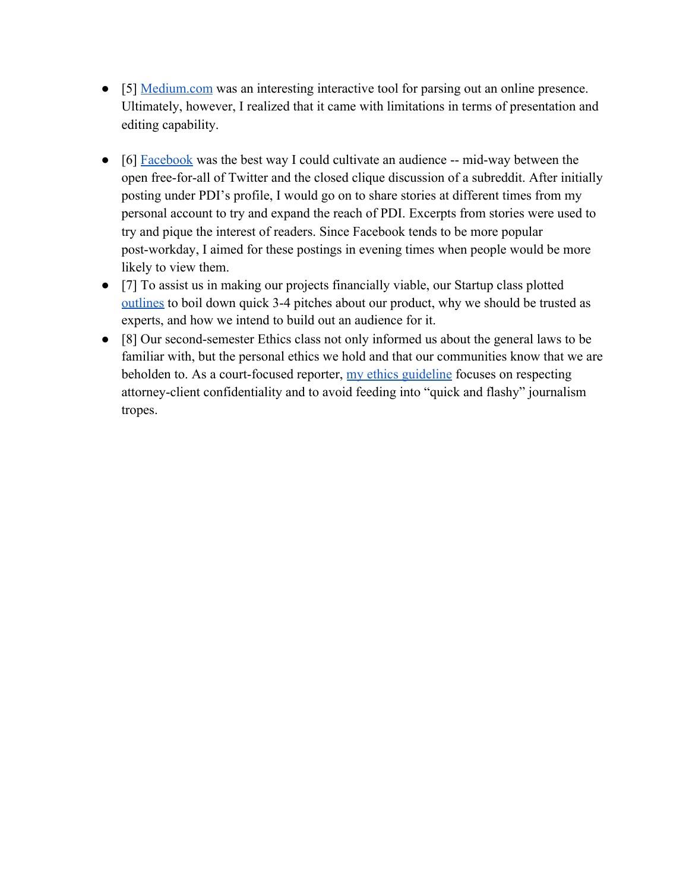- [5] Medium.com was an interesting interactive tool for parsing out an online presence. Ultimately, however, I realized that it came with limitations in terms of presentation and editing capability.

- [6] Facebook was the best way I could cultivate an audience -- mid-way between the open free-for-all of Twitter and the closed clique discussion of a subreddit. After initially posting under PDI's profile, I would go on to share stories at different times from my personal account to try and expand the reach of PDI. Excerpts from stories were used to try and pique the interest of readers. Since Facebook tends to be more popular post-workday, I aimed for these postings in evening times when people would be more likely to view them.
- [7] To assist us in making our projects financially viable, our Startup class plotted outlines to boil down quick 3-4 pitches about our product, why we should be trusted as experts, and how we intend to build out an audience for it.
- [8] Our second-semester Ethics class not only informed us about the general laws to be familiar with, but the personal ethics we hold and that our communities know that we are beholden to. As a court-focused reporter, my ethics guideline focuses on respecting attorney-client confidentiality and to avoid feeding into "quick and flashy" journalism tropes.